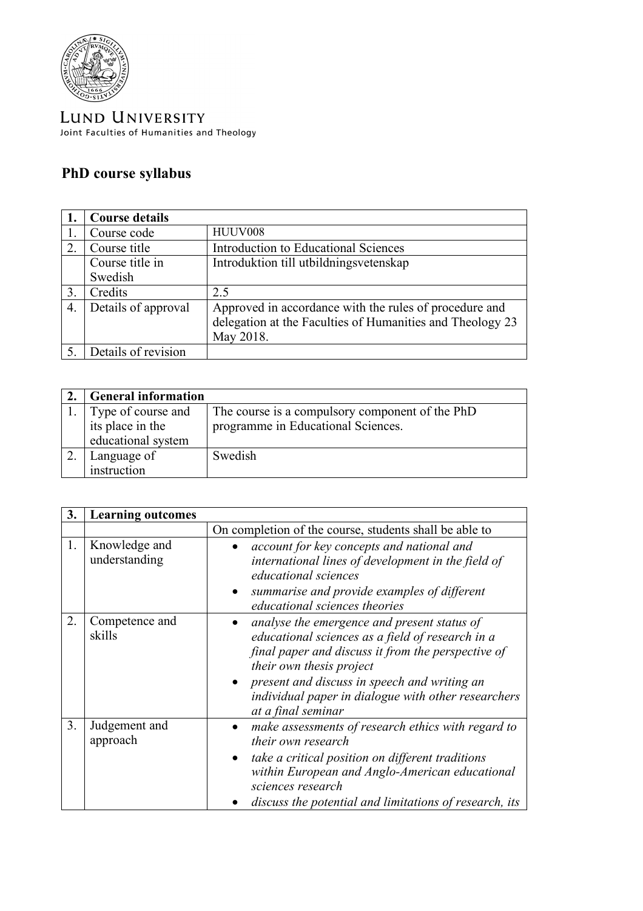LUND UNIVERSITY
Joint Faculties of Humanities and Theology

# PhD course syllabus

| 1. | Course details | |
|---|---|---|
| 1. | Course code | HUUV008 |
| 2. | Course title | Introduction to Educational Sciences |
| | Course title in Swedish | Introduktion till utbildningsvetenskap |
| 3. | Credits | 2.5 |
| 4. | Details of approval | Approved in accordance with the rules of procedure and delegation at the Faculties of Humanities and Theology 23 May 2018. |
| 5. | Details of revision | |

| 2. | General information | |
|---|---|---|
| 1. | Type of course and its place in the educational system | The course is a compulsory component of the PhD programme in Educational Sciences. |
| 2. | Language of instruction | Swedish |

| 3. | Learning outcomes | |
|---|---|---|
| | | On completion of the course, students shall be able to |
| 1. | Knowledge and understanding | • *account for key concepts and national and international lines of development in the field of educational sciences*<br>• *summarise and provide examples of different educational sciences theories* |
| 2. | Competence and skills | • *analyse the emergence and present status of educational sciences as a field of research in a final paper and discuss it from the perspective of their own thesis project*<br>• *present and discuss in speech and writing an individual paper in dialogue with other researchers at a final seminar* |
| 3. | Judgement and approach | • *make assessments of research ethics with regard to their own research*<br>• *take a critical position on different traditions within European and Anglo-American educational sciences research*<br>• *discuss the potential and limitations of research, its* |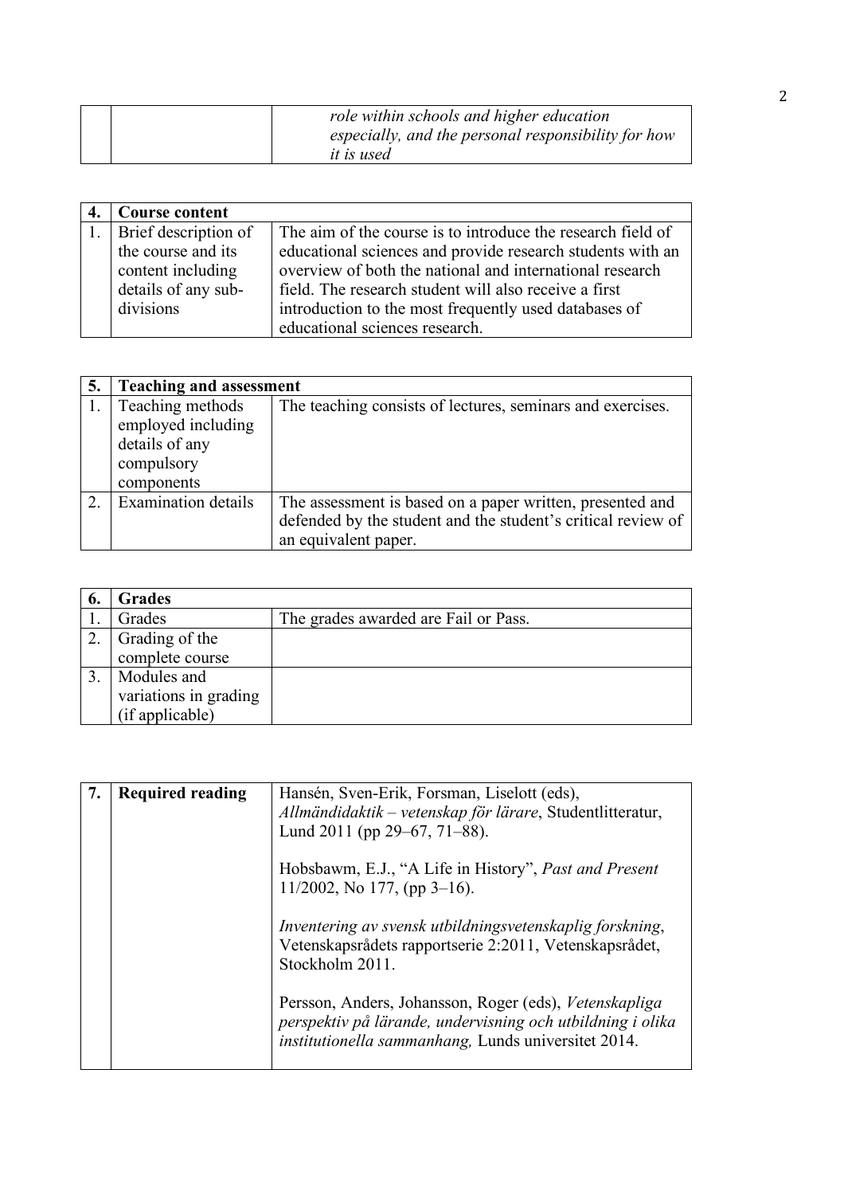| | | |
|---|---|---|
| | | *role within schools and higher education especially, and the personal responsibility for how it is used* |

| **4.** | **Course content** | |
|---|---|---|
| 1. | Brief description of the course and its content including details of any sub-divisions | The aim of the course is to introduce the research field of educational sciences and provide research students with an overview of both the national and international research field. The research student will also receive a first introduction to the most frequently used databases of educational sciences research. |

| **5.** | **Teaching and assessment** | |
|---|---|---|
| 1. | Teaching methods employed including details of any compulsory components | The teaching consists of lectures, seminars and exercises. |
| 2. | Examination details | The assessment is based on a paper written, presented and defended by the student and the student's critical review of an equivalent paper. |

| **6.** | **Grades** | |
|---|---|---|
| 1. | Grades | The grades awarded are Fail or Pass. |
| 2. | Grading of the complete course | |
| 3. | Modules and variations in grading (if applicable) | |

| | | |
|---|---|---|
| **7.** | **Required reading** | Hansén, Sven-Erik, Forsman, Liselott (eds), *Allmändidaktik – vetenskap för lärare*, Studentlitteratur, Lund 2011 (pp 29–67, 71–88).<br><br>Hobsbawm, E.J., "A Life in History", *Past and Present* 11/2002, No 177, (pp 3–16).<br><br>*Inventering av svensk utbildningsvetenskaplig forskning*, Vetenskapsrådets rapportserie 2:2011, Vetenskapsrådet, Stockholm 2011.<br><br>Persson, Anders, Johansson, Roger (eds), *Vetenskapliga perspektiv på lärande, undervisning och utbildning i olika institutionella sammanhang,* Lunds universitet 2014. |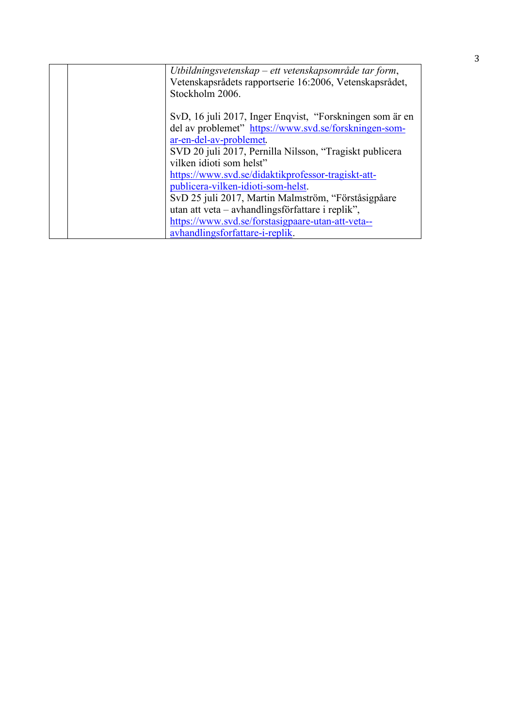| | | |
|---|---|---|
| | | *Utbildningsvetenskap – ett vetenskapsområde tar form*, Vetenskapsrådets rapportserie 16:2006, Vetenskapsrådet, Stockholm 2006.<br><br>SvD, 16 juli 2017, Inger Enqvist, "Forskningen som är en del av problemet" [https://www.svd.se/forskningen-som-ar-en-del-av-problemet](https://www.svd.se/forskningen-som-ar-en-del-av-problemet).<br>SVD 20 juli 2017, Pernilla Nilsson, "Tragiskt publicera vilken idioti som helst" [https://www.svd.se/didaktikprofessor-tragiskt-att-publicera-vilken-idioti-som-helst](https://www.svd.se/didaktikprofessor-tragiskt-att-publicera-vilken-idioti-som-helst).<br>SvD 25 juli 2017, Martin Malmström, "Förståsigpåare utan att veta – avhandlingsförfattare i replik", [https://www.svd.se/forstasigpaare-utan-att-veta--avhandlingsforfattare-i-replik](https://www.svd.se/forstasigpaare-utan-att-veta--avhandlingsforfattare-i-replik). |